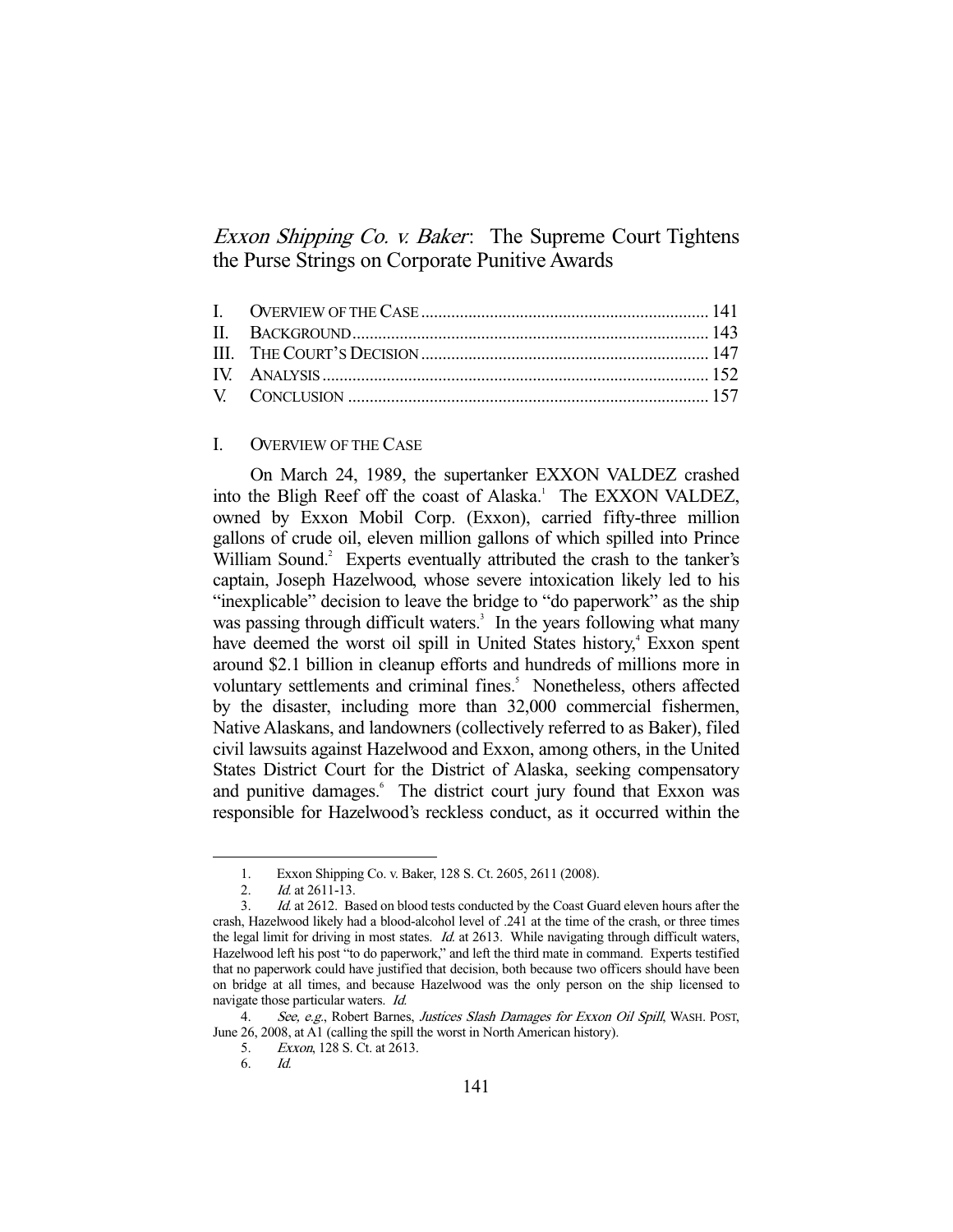# *Exxon Shipping Co. v. Baker*: The Supreme Court Tightens the Purse Strings on Corporate Punitive Awards

| | | |
|---|---|---|
| I. | OVERVIEW OF THE CASE | 141 |
| II. | BACKGROUND | 143 |
| III. | THE COURT'S DECISION | 147 |
| IV. | ANALYSIS | 152 |
| V. | CONCLUSION | 157 |

## I. OVERVIEW OF THE CASE

On March 24, 1989, the supertanker EXXON VALDEZ crashed into the Bligh Reef off the coast of Alaska.[1] The EXXON VALDEZ, owned by Exxon Mobil Corp. (Exxon), carried fifty-three million gallons of crude oil, eleven million gallons of which spilled into Prince William Sound.[2] Experts eventually attributed the crash to the tanker's captain, Joseph Hazelwood, whose severe intoxication likely led to his "inexplicable" decision to leave the bridge to "do paperwork" as the ship was passing through difficult waters.[3] In the years following what many have deemed the worst oil spill in United States history,[4] Exxon spent around $2.1 billion in cleanup efforts and hundreds of millions more in voluntary settlements and criminal fines.[5] Nonetheless, others affected by the disaster, including more than 32,000 commercial fishermen, Native Alaskans, and landowners (collectively referred to as Baker), filed civil lawsuits against Hazelwood and Exxon, among others, in the United States District Court for the District of Alaska, seeking compensatory and punitive damages.[6] The district court jury found that Exxon was responsible for Hazelwood's reckless conduct, as it occurred within the

---

1. Exxon Shipping Co. v. Baker, 128 S. Ct. 2605, 2611 (2008).
2. *Id.* at 2611-13.
3. *Id.* at 2612. Based on blood tests conducted by the Coast Guard eleven hours after the crash, Hazelwood likely had a blood-alcohol level of .241 at the time of the crash, or three times the legal limit for driving in most states. *Id.* at 2613. While navigating through difficult waters, Hazelwood left his post "to do paperwork," and left the third mate in command. Experts testified that no paperwork could have justified that decision, both because two officers should have been on bridge at all times, and because Hazelwood was the only person on the ship licensed to navigate those particular waters. *Id.*
4. *See, e.g.*, Robert Barnes, *Justices Slash Damages for Exxon Oil Spill*, WASH. POST, June 26, 2008, at A1 (calling the spill the worst in North American history).
5. *Exxon*, 128 S. Ct. at 2613.
6. *Id.*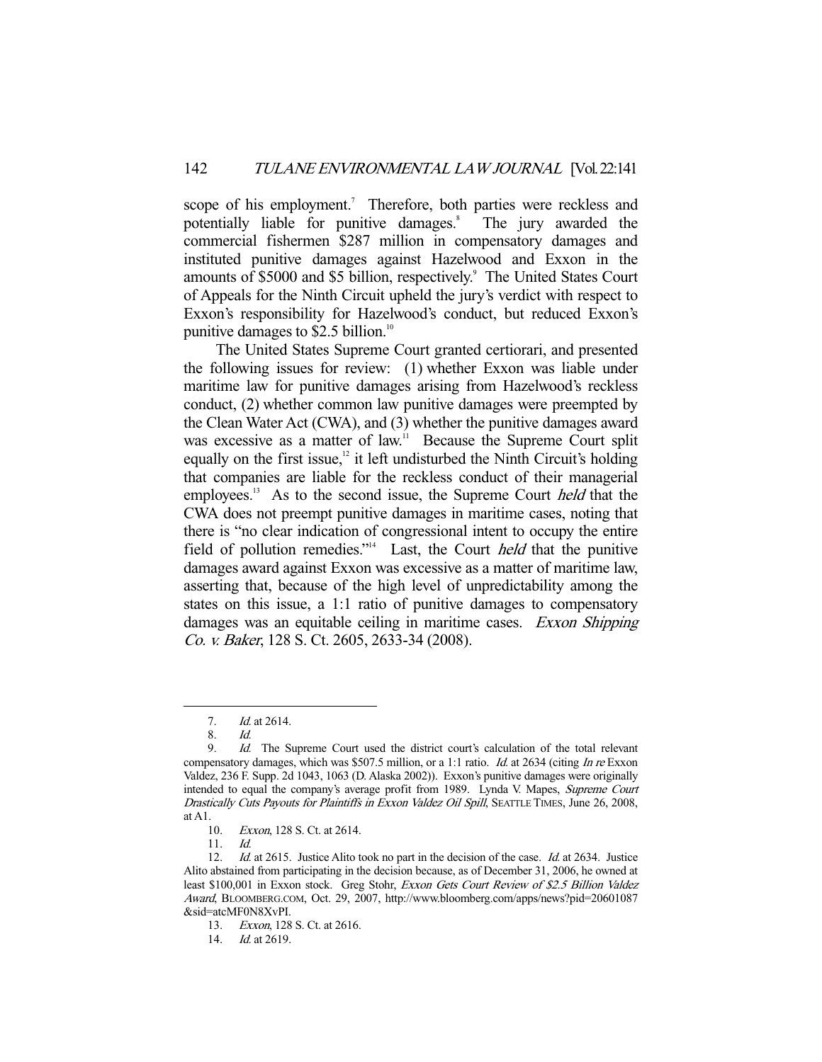scope of his employment.[7] Therefore, both parties were reckless and potentially liable for punitive damages.[8] The jury awarded the commercial fishermen $287 million in compensatory damages and instituted punitive damages against Hazelwood and Exxon in the amounts of $5000 and $5 billion, respectively.[9] The United States Court of Appeals for the Ninth Circuit upheld the jury's verdict with respect to Exxon's responsibility for Hazelwood's conduct, but reduced Exxon's punitive damages to $2.5 billion.[10]

The United States Supreme Court granted certiorari, and presented the following issues for review: (1) whether Exxon was liable under maritime law for punitive damages arising from Hazelwood's reckless conduct, (2) whether common law punitive damages were preempted by the Clean Water Act (CWA), and (3) whether the punitive damages award was excessive as a matter of law.[11] Because the Supreme Court split equally on the first issue,[12] it left undisturbed the Ninth Circuit's holding that companies are liable for the reckless conduct of their managerial employees.[13] As to the second issue, the Supreme Court *held* that the CWA does not preempt punitive damages in maritime cases, noting that there is "no clear indication of congressional intent to occupy the entire field of pollution remedies."[14] Last, the Court *held* that the punitive damages award against Exxon was excessive as a matter of maritime law, asserting that, because of the high level of unpredictability among the states on this issue, a 1:1 ratio of punitive damages to compensatory damages was an equitable ceiling in maritime cases. *Exxon Shipping Co. v. Baker*, 128 S. Ct. 2605, 2633-34 (2008).

---

7. *Id.* at 2614.

8. *Id.*

9. *Id.* The Supreme Court used the district court's calculation of the total relevant compensatory damages, which was $507.5 million, or a 1:1 ratio. *Id.* at 2634 (citing *In re* Exxon Valdez, 236 F. Supp. 2d 1043, 1063 (D. Alaska 2002)). Exxon's punitive damages were originally intended to equal the company's average profit from 1989. Lynda V. Mapes, *Supreme Court Drastically Cuts Payouts for Plaintiffs in Exxon Valdez Oil Spill*, SEATTLE TIMES, June 26, 2008, at A1.

10. *Exxon*, 128 S. Ct. at 2614.

11. *Id.*

12. *Id.* at 2615. Justice Alito took no part in the decision of the case. *Id.* at 2634. Justice Alito abstained from participating in the decision because, as of December 31, 2006, he owned at least $100,001 in Exxon stock. Greg Stohr, *Exxon Gets Court Review of $2.5 Billion Valdez Award*, BLOOMBERG.COM, Oct. 29, 2007, http://www.bloomberg.com/apps/news?pid=20601087&sid=atcMF0N8XvPI.

13. *Exxon*, 128 S. Ct. at 2616.

14. *Id.* at 2619.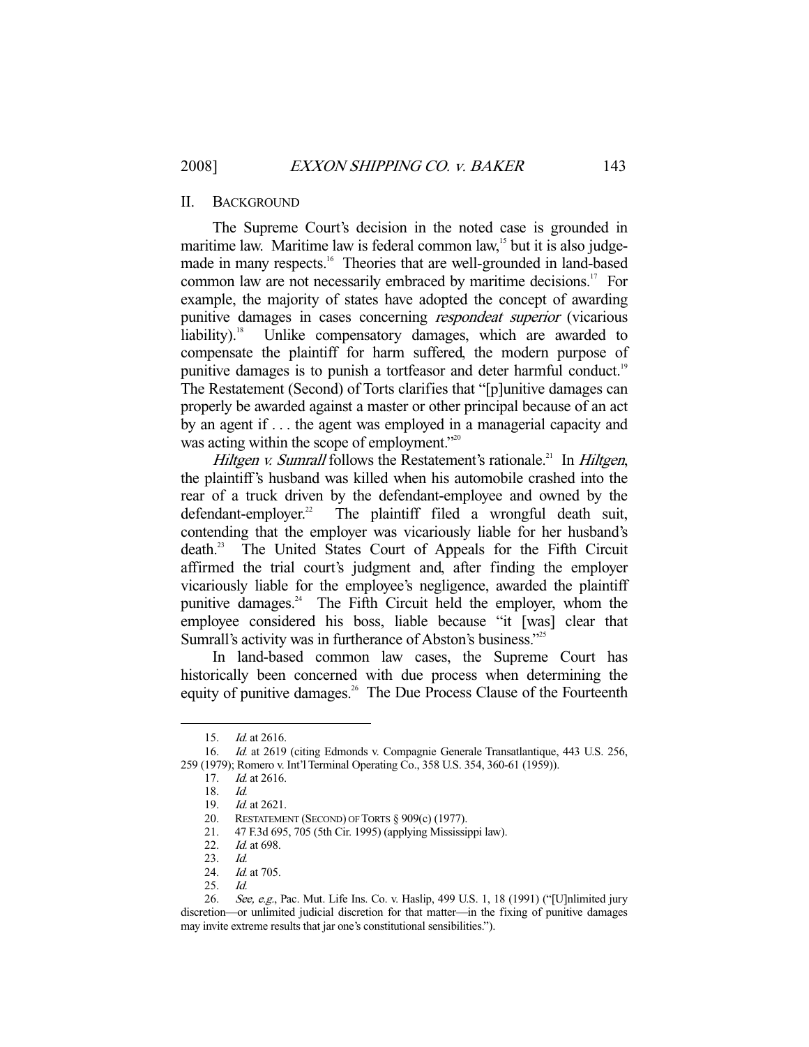## II. BACKGROUND

The Supreme Court's decision in the noted case is grounded in maritime law. Maritime law is federal common law,[15] but it is also judge-made in many respects.[16] Theories that are well-grounded in land-based common law are not necessarily embraced by maritime decisions.[17] For example, the majority of states have adopted the concept of awarding punitive damages in cases concerning *respondeat superior* (vicarious liability).[18] Unlike compensatory damages, which are awarded to compensate the plaintiff for harm suffered, the modern purpose of punitive damages is to punish a tortfeasor and deter harmful conduct.[19] The Restatement (Second) of Torts clarifies that "[p]unitive damages can properly be awarded against a master or other principal because of an act by an agent if . . . the agent was employed in a managerial capacity and was acting within the scope of employment."[20]

*Hiltgen v. Sumrall* follows the Restatement's rationale.[21] In *Hiltgen*, the plaintiff's husband was killed when his automobile crashed into the rear of a truck driven by the defendant-employee and owned by the defendant-employer.[22] The plaintiff filed a wrongful death suit, contending that the employer was vicariously liable for her husband's death.[23] The United States Court of Appeals for the Fifth Circuit affirmed the trial court's judgment and, after finding the employer vicariously liable for the employee's negligence, awarded the plaintiff punitive damages.[24] The Fifth Circuit held the employer, whom the employee considered his boss, liable because "it [was] clear that Sumrall's activity was in furtherance of Abston's business."[25]

In land-based common law cases, the Supreme Court has historically been concerned with due process when determining the equity of punitive damages.[26] The Due Process Clause of the Fourteenth

---

15. *Id.* at 2616.
16. *Id.* at 2619 (citing Edmonds v. Compagnie Generale Transatlantique, 443 U.S. 256, 259 (1979); Romero v. Int'l Terminal Operating Co., 358 U.S. 354, 360-61 (1959)).
17. *Id.* at 2616.
18. *Id.*
19. *Id.* at 2621.
20. RESTATEMENT (SECOND) OF TORTS § 909(c) (1977).
21. 47 F.3d 695, 705 (5th Cir. 1995) (applying Mississippi law).
22. *Id.* at 698.
23. *Id.*
24. *Id.* at 705.
25. *Id.*
26. *See, e.g.*, Pac. Mut. Life Ins. Co. v. Haslip, 499 U.S. 1, 18 (1991) ("[U]nlimited jury discretion—or unlimited judicial discretion for that matter—in the fixing of punitive damages may invite extreme results that jar one's constitutional sensibilities.").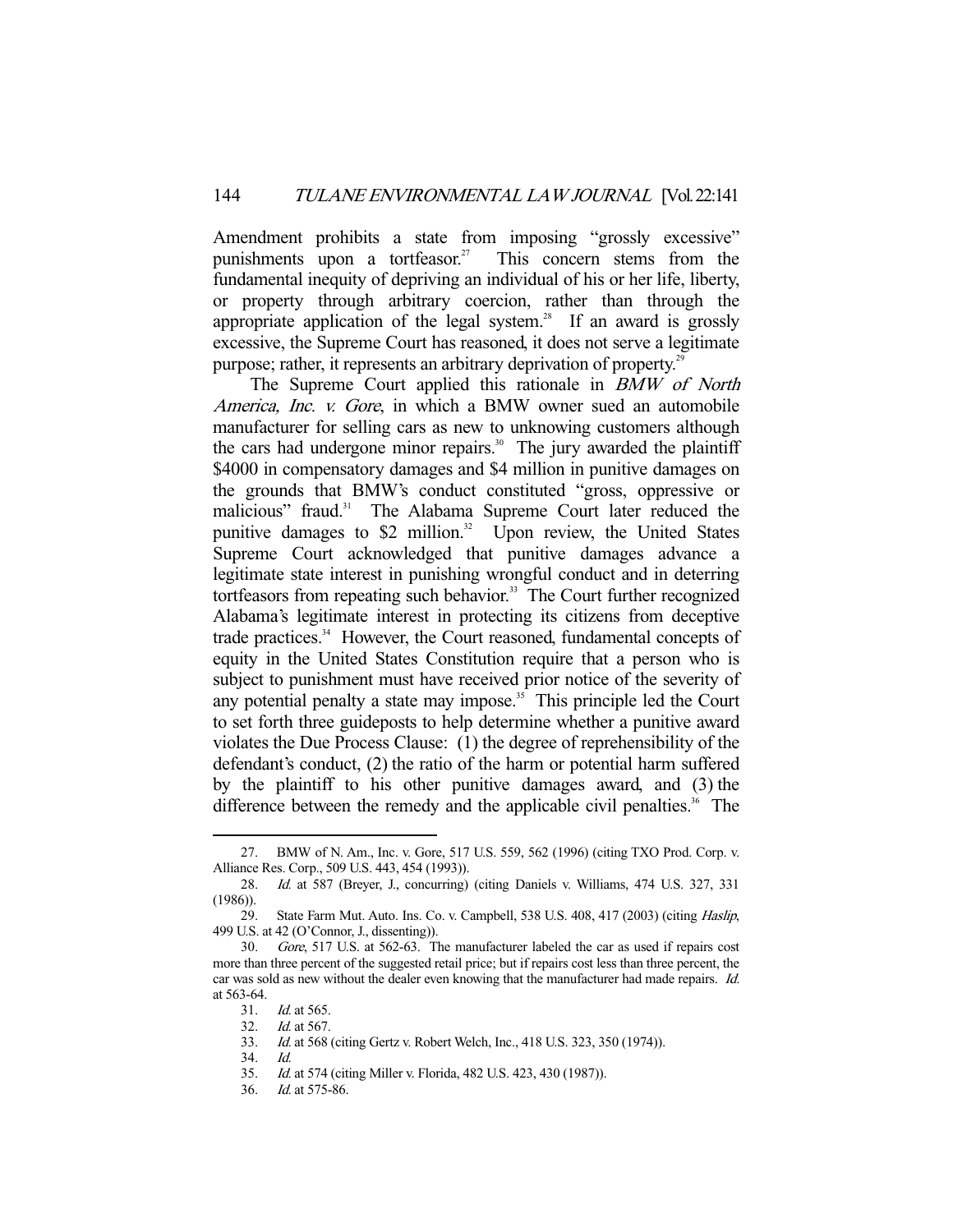Amendment prohibits a state from imposing "grossly excessive" punishments upon a tortfeasor.[27] This concern stems from the fundamental inequity of depriving an individual of his or her life, liberty, or property through arbitrary coercion, rather than through the appropriate application of the legal system.[28] If an award is grossly excessive, the Supreme Court has reasoned, it does not serve a legitimate purpose; rather, it represents an arbitrary deprivation of property.[29]

The Supreme Court applied this rationale in *BMW of North America, Inc. v. Gore*, in which a BMW owner sued an automobile manufacturer for selling cars as new to unknowing customers although the cars had undergone minor repairs.[30] The jury awarded the plaintiff $4000 in compensatory damages and $4 million in punitive damages on the grounds that BMW's conduct constituted "gross, oppressive or malicious" fraud.[31] The Alabama Supreme Court later reduced the punitive damages to $2 million.[32] Upon review, the United States Supreme Court acknowledged that punitive damages advance a legitimate state interest in punishing wrongful conduct and in deterring tortfeasors from repeating such behavior.[33] The Court further recognized Alabama's legitimate interest in protecting its citizens from deceptive trade practices.[34] However, the Court reasoned, fundamental concepts of equity in the United States Constitution require that a person who is subject to punishment must have received prior notice of the severity of any potential penalty a state may impose.[35] This principle led the Court to set forth three guideposts to help determine whether a punitive award violates the Due Process Clause: (1) the degree of reprehensibility of the defendant's conduct, (2) the ratio of the harm or potential harm suffered by the plaintiff to his other punitive damages award, and (3) the difference between the remedy and the applicable civil penalties.[36] The

---

27. BMW of N. Am., Inc. v. Gore, 517 U.S. 559, 562 (1996) (citing TXO Prod. Corp. v. Alliance Res. Corp., 509 U.S. 443, 454 (1993)).

28. *Id.* at 587 (Breyer, J., concurring) (citing Daniels v. Williams, 474 U.S. 327, 331 (1986)).

29. State Farm Mut. Auto. Ins. Co. v. Campbell, 538 U.S. 408, 417 (2003) (citing *Haslip*, 499 U.S. at 42 (O'Connor, J., dissenting)).

30. *Gore*, 517 U.S. at 562-63. The manufacturer labeled the car as used if repairs cost more than three percent of the suggested retail price; but if repairs cost less than three percent, the car was sold as new without the dealer even knowing that the manufacturer had made repairs. *Id.* at 563-64.

31. *Id.* at 565.

32. *Id.* at 567.

33. *Id.* at 568 (citing Gertz v. Robert Welch, Inc., 418 U.S. 323, 350 (1974)).

34. *Id.*

35. *Id.* at 574 (citing Miller v. Florida, 482 U.S. 423, 430 (1987)).

36. *Id.* at 575-86.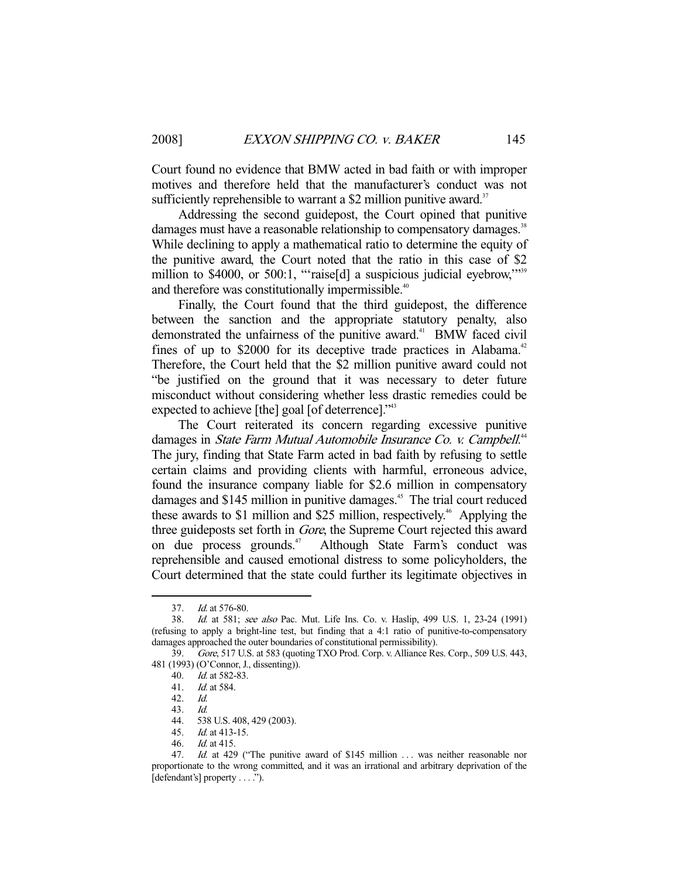Court found no evidence that BMW acted in bad faith or with improper motives and therefore held that the manufacturer's conduct was not sufficiently reprehensible to warrant a $2 million punitive award.[37]

Addressing the second guidepost, the Court opined that punitive damages must have a reasonable relationship to compensatory damages.[38] While declining to apply a mathematical ratio to determine the equity of the punitive award, the Court noted that the ratio in this case of $2 million to $4000, or 500:1, "'raise[d] a suspicious judicial eyebrow,'"[39] and therefore was constitutionally impermissible.[40]

Finally, the Court found that the third guidepost, the difference between the sanction and the appropriate statutory penalty, also demonstrated the unfairness of the punitive award.[41] BMW faced civil fines of up to $2000 for its deceptive trade practices in Alabama.[42] Therefore, the Court held that the $2 million punitive award could not "be justified on the ground that it was necessary to deter future misconduct without considering whether less drastic remedies could be expected to achieve [the] goal [of deterrence]."[43]

The Court reiterated its concern regarding excessive punitive damages in *State Farm Mutual Automobile Insurance Co. v. Campbell*.[44] The jury, finding that State Farm acted in bad faith by refusing to settle certain claims and providing clients with harmful, erroneous advice, found the insurance company liable for $2.6 million in compensatory damages and $145 million in punitive damages.[45] The trial court reduced these awards to $1 million and $25 million, respectively.[46] Applying the three guideposts set forth in *Gore*, the Supreme Court rejected this award on due process grounds.[47] Although State Farm's conduct was reprehensible and caused emotional distress to some policyholders, the Court determined that the state could further its legitimate objectives in

---

37. *Id.* at 576-80.

38. *Id.* at 581; *see also* Pac. Mut. Life Ins. Co. v. Haslip, 499 U.S. 1, 23-24 (1991) (refusing to apply a bright-line test, but finding that a 4:1 ratio of punitive-to-compensatory damages approached the outer boundaries of constitutional permissibility).

39. *Gore*, 517 U.S. at 583 (quoting TXO Prod. Corp. v. Alliance Res. Corp., 509 U.S. 443, 481 (1993) (O'Connor, J., dissenting)).

40. *Id.* at 582-83.

41. *Id.* at 584.

42. *Id.*

43. *Id.*

44. 538 U.S. 408, 429 (2003).

45. *Id.* at 413-15.

46. *Id.* at 415.

47. *Id.* at 429 ("The punitive award of $145 million . . . was neither reasonable nor proportionate to the wrong committed, and it was an irrational and arbitrary deprivation of the [defendant's] property . . . .").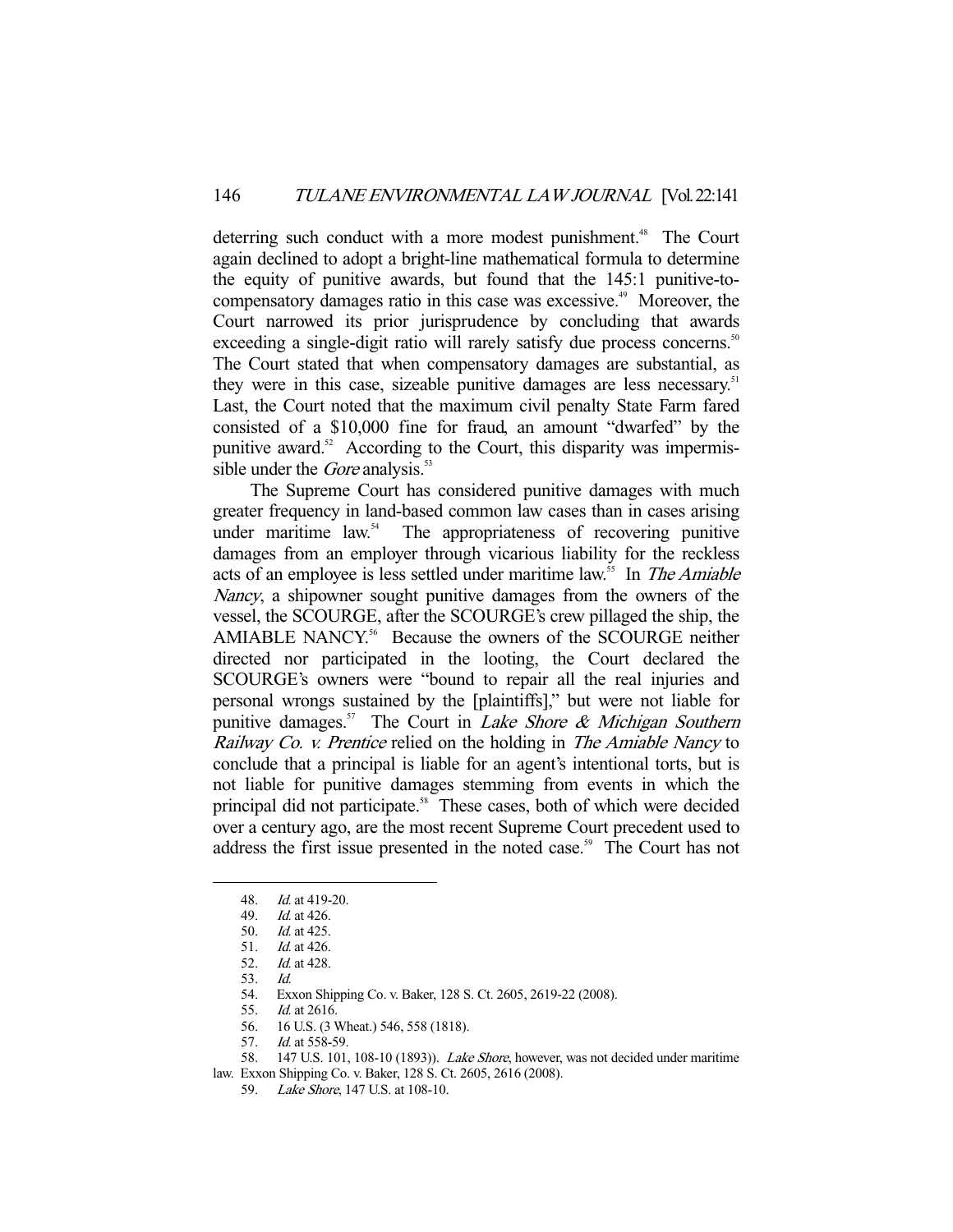deterring such conduct with a more modest punishment.[48] The Court again declined to adopt a bright-line mathematical formula to determine the equity of punitive awards, but found that the 145:1 punitive-to-compensatory damages ratio in this case was excessive.[49] Moreover, the Court narrowed its prior jurisprudence by concluding that awards exceeding a single-digit ratio will rarely satisfy due process concerns.[50] The Court stated that when compensatory damages are substantial, as they were in this case, sizeable punitive damages are less necessary.[51] Last, the Court noted that the maximum civil penalty State Farm fared consisted of a $10,000 fine for fraud, an amount "dwarfed" by the punitive award.[52] According to the Court, this disparity was impermissible under the *Gore* analysis.[53]

The Supreme Court has considered punitive damages with much greater frequency in land-based common law cases than in cases arising under maritime law.[54] The appropriateness of recovering punitive damages from an employer through vicarious liability for the reckless acts of an employee is less settled under maritime law.[55] In *The Amiable Nancy*, a shipowner sought punitive damages from the owners of the vessel, the SCOURGE, after the SCOURGE's crew pillaged the ship, the AMIABLE NANCY.[56] Because the owners of the SCOURGE neither directed nor participated in the looting, the Court declared the SCOURGE's owners were "bound to repair all the real injuries and personal wrongs sustained by the [plaintiffs]," but were not liable for punitive damages.[57] The Court in *Lake Shore & Michigan Southern Railway Co. v. Prentice* relied on the holding in *The Amiable Nancy* to conclude that a principal is liable for an agent's intentional torts, but is not liable for punitive damages stemming from events in which the principal did not participate.[58] These cases, both of which were decided over a century ago, are the most recent Supreme Court precedent used to address the first issue presented in the noted case.[59] The Court has not

---

48. *Id.* at 419-20.
49. *Id.* at 426.
50. *Id.* at 425.
51. *Id.* at 426.
52. *Id.* at 428.
53. *Id.*
54. Exxon Shipping Co. v. Baker, 128 S. Ct. 2605, 2619-22 (2008).
55. *Id.* at 2616.
56. 16 U.S. (3 Wheat.) 546, 558 (1818).
57. *Id.* at 558-59.
58. 147 U.S. 101, 108-10 (1893)). *Lake Shore*, however, was not decided under maritime law. Exxon Shipping Co. v. Baker, 128 S. Ct. 2605, 2616 (2008).
59. *Lake Shore*, 147 U.S. at 108-10.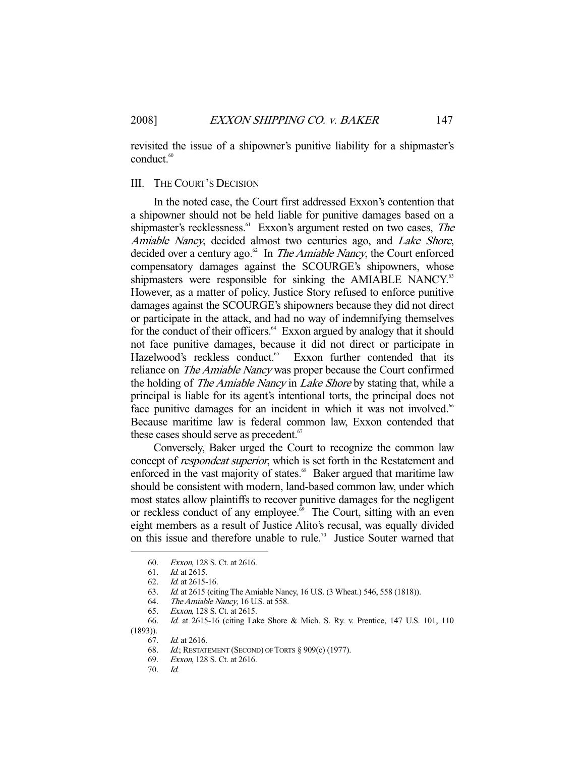revisited the issue of a shipowner's punitive liability for a shipmaster's conduct.[60]

## III. THE COURT'S DECISION

In the noted case, the Court first addressed Exxon's contention that a shipowner should not be held liable for punitive damages based on a shipmaster's recklessness.[61] Exxon's argument rested on two cases, *The Amiable Nancy*, decided almost two centuries ago, and *Lake Shore*, decided over a century ago.[62] In *The Amiable Nancy*, the Court enforced compensatory damages against the SCOURGE's shipowners, whose shipmasters were responsible for sinking the AMIABLE NANCY.[63] However, as a matter of policy, Justice Story refused to enforce punitive damages against the SCOURGE's shipowners because they did not direct or participate in the attack, and had no way of indemnifying themselves for the conduct of their officers.[64] Exxon argued by analogy that it should not face punitive damages, because it did not direct or participate in Hazelwood's reckless conduct.[65] Exxon further contended that its reliance on *The Amiable Nancy* was proper because the Court confirmed the holding of *The Amiable Nancy* in *Lake Shore* by stating that, while a principal is liable for its agent's intentional torts, the principal does not face punitive damages for an incident in which it was not involved.[66] Because maritime law is federal common law, Exxon contended that these cases should serve as precedent.[67]

Conversely, Baker urged the Court to recognize the common law concept of *respondeat superior*, which is set forth in the Restatement and enforced in the vast majority of states.[68] Baker argued that maritime law should be consistent with modern, land-based common law, under which most states allow plaintiffs to recover punitive damages for the negligent or reckless conduct of any employee.[69] The Court, sitting with an even eight members as a result of Justice Alito's recusal, was equally divided on this issue and therefore unable to rule.[70] Justice Souter warned that

---

60. *Exxon*, 128 S. Ct. at 2616.

61. *Id.* at 2615.

62. *Id.* at 2615-16.

63. *Id.* at 2615 (citing The Amiable Nancy, 16 U.S. (3 Wheat.) 546, 558 (1818)).

64. *The Amiable Nancy*, 16 U.S. at 558.

65. *Exxon*, 128 S. Ct. at 2615.

66. *Id.* at 2615-16 (citing Lake Shore & Mich. S. Ry. v. Prentice, 147 U.S. 101, 110 (1893)).

67. *Id.* at 2616.

68. *Id.*; RESTATEMENT (SECOND) OF TORTS § 909(c) (1977).

69. *Exxon*, 128 S. Ct. at 2616.

70. *Id.*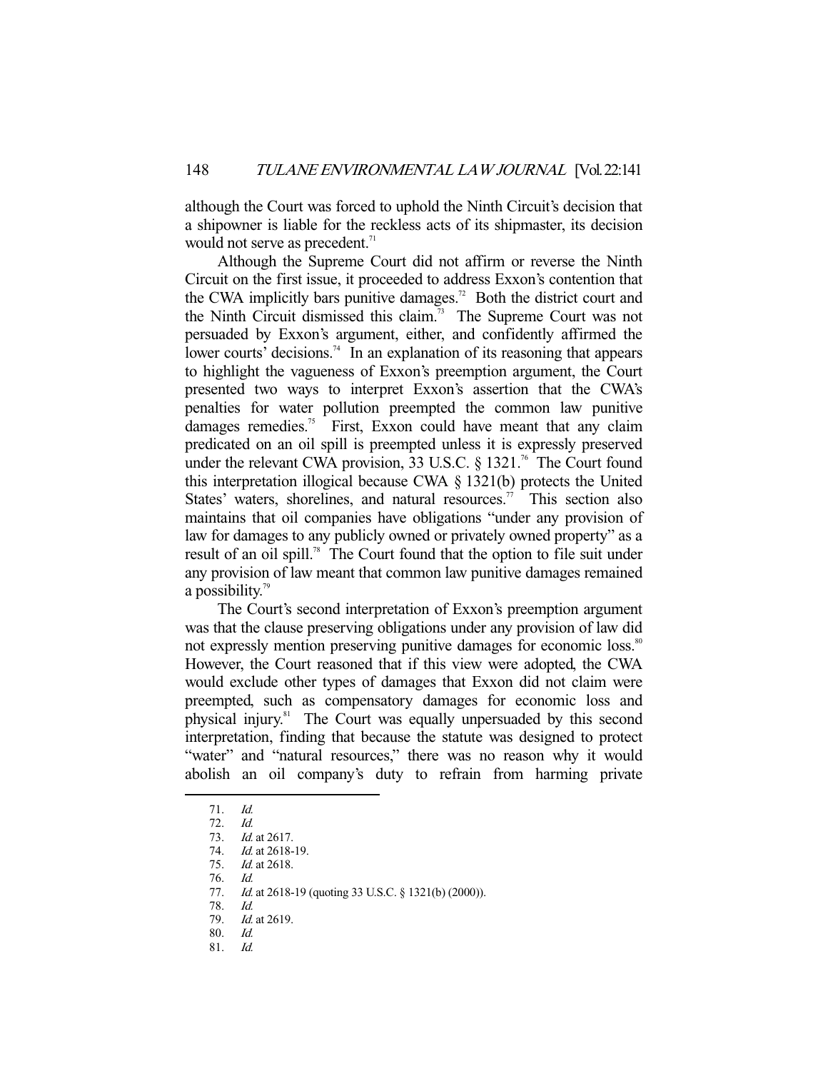although the Court was forced to uphold the Ninth Circuit's decision that a shipowner is liable for the reckless acts of its shipmaster, its decision would not serve as precedent.[71]

Although the Supreme Court did not affirm or reverse the Ninth Circuit on the first issue, it proceeded to address Exxon's contention that the CWA implicitly bars punitive damages.[72] Both the district court and the Ninth Circuit dismissed this claim.[73] The Supreme Court was not persuaded by Exxon's argument, either, and confidently affirmed the lower courts' decisions.[74] In an explanation of its reasoning that appears to highlight the vagueness of Exxon's preemption argument, the Court presented two ways to interpret Exxon's assertion that the CWA's penalties for water pollution preempted the common law punitive damages remedies.[75] First, Exxon could have meant that any claim predicated on an oil spill is preempted unless it is expressly preserved under the relevant CWA provision, 33 U.S.C. § 1321.[76] The Court found this interpretation illogical because CWA § 1321(b) protects the United States' waters, shorelines, and natural resources.[77] This section also maintains that oil companies have obligations "under any provision of law for damages to any publicly owned or privately owned property" as a result of an oil spill.[78] The Court found that the option to file suit under any provision of law meant that common law punitive damages remained a possibility.[79]

The Court's second interpretation of Exxon's preemption argument was that the clause preserving obligations under any provision of law did not expressly mention preserving punitive damages for economic loss.[80] However, the Court reasoned that if this view were adopted, the CWA would exclude other types of damages that Exxon did not claim were preempted, such as compensatory damages for economic loss and physical injury.[81] The Court was equally unpersuaded by this second interpretation, finding that because the statute was designed to protect "water" and "natural resources," there was no reason why it would abolish an oil company's duty to refrain from harming private

---

71. *Id.*
72. *Id.*
73. *Id.* at 2617.
74. *Id.* at 2618-19.
75. *Id.* at 2618.
76. *Id.*
77. *Id.* at 2618-19 (quoting 33 U.S.C. § 1321(b) (2000)).
78. *Id.*
79. *Id.* at 2619.
80. *Id.*
81. *Id.*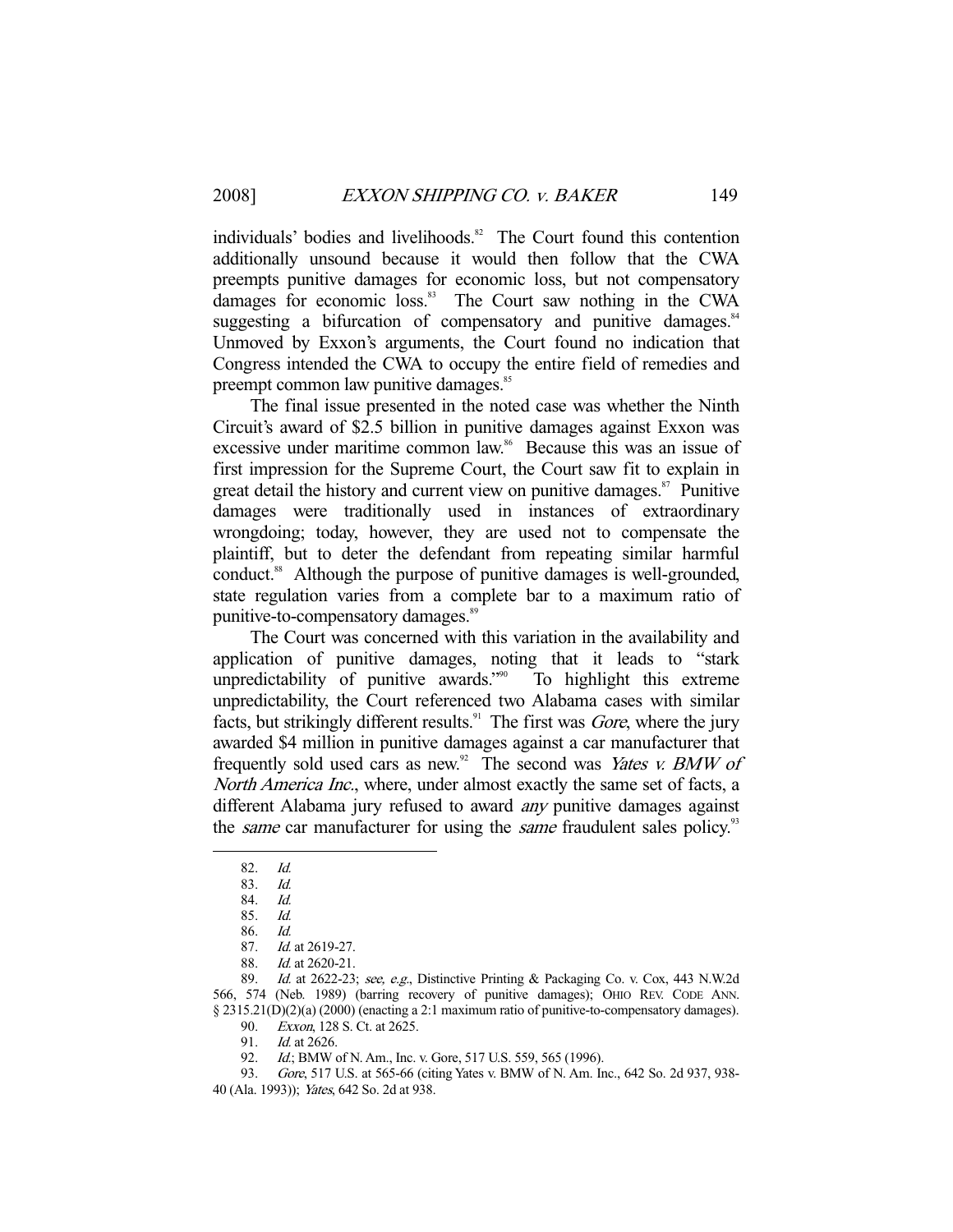individuals' bodies and livelihoods.[82] The Court found this contention additionally unsound because it would then follow that the CWA preempts punitive damages for economic loss, but not compensatory damages for economic loss.[83] The Court saw nothing in the CWA suggesting a bifurcation of compensatory and punitive damages.[84] Unmoved by Exxon's arguments, the Court found no indication that Congress intended the CWA to occupy the entire field of remedies and preempt common law punitive damages.[85]

The final issue presented in the noted case was whether the Ninth Circuit's award of $2.5 billion in punitive damages against Exxon was excessive under maritime common law.[86] Because this was an issue of first impression for the Supreme Court, the Court saw fit to explain in great detail the history and current view on punitive damages.[87] Punitive damages were traditionally used in instances of extraordinary wrongdoing; today, however, they are used not to compensate the plaintiff, but to deter the defendant from repeating similar harmful conduct.[88] Although the purpose of punitive damages is well-grounded, state regulation varies from a complete bar to a maximum ratio of punitive-to-compensatory damages.[89]

The Court was concerned with this variation in the availability and application of punitive damages, noting that it leads to "stark unpredictability of punitive awards."[90] To highlight this extreme unpredictability, the Court referenced two Alabama cases with similar facts, but strikingly different results.[91] The first was *Gore*, where the jury awarded $4 million in punitive damages against a car manufacturer that frequently sold used cars as new.[92] The second was *Yates v. BMW of North America Inc.*, where, under almost exactly the same set of facts, a different Alabama jury refused to award *any* punitive damages against the *same* car manufacturer for using the *same* fraudulent sales policy.[93]

---

82. *Id.*
83. *Id.*
84. *Id.*
85. *Id.*
86. *Id.*
87. *Id.* at 2619-27.
88. *Id.* at 2620-21.
89. *Id.* at 2622-23; *see, e.g.*, Distinctive Printing & Packaging Co. v. Cox, 443 N.W.2d 566, 574 (Neb. 1989) (barring recovery of punitive damages); OHIO REV. CODE ANN. § 2315.21(D)(2)(a) (2000) (enacting a 2:1 maximum ratio of punitive-to-compensatory damages).
90. *Exxon*, 128 S. Ct. at 2625.
91. *Id.* at 2626.
92. *Id.*; BMW of N. Am., Inc. v. Gore, 517 U.S. 559, 565 (1996).
93. *Gore*, 517 U.S. at 565-66 (citing Yates v. BMW of N. Am. Inc., 642 So. 2d 937, 938-40 (Ala. 1993)); *Yates*, 642 So. 2d at 938.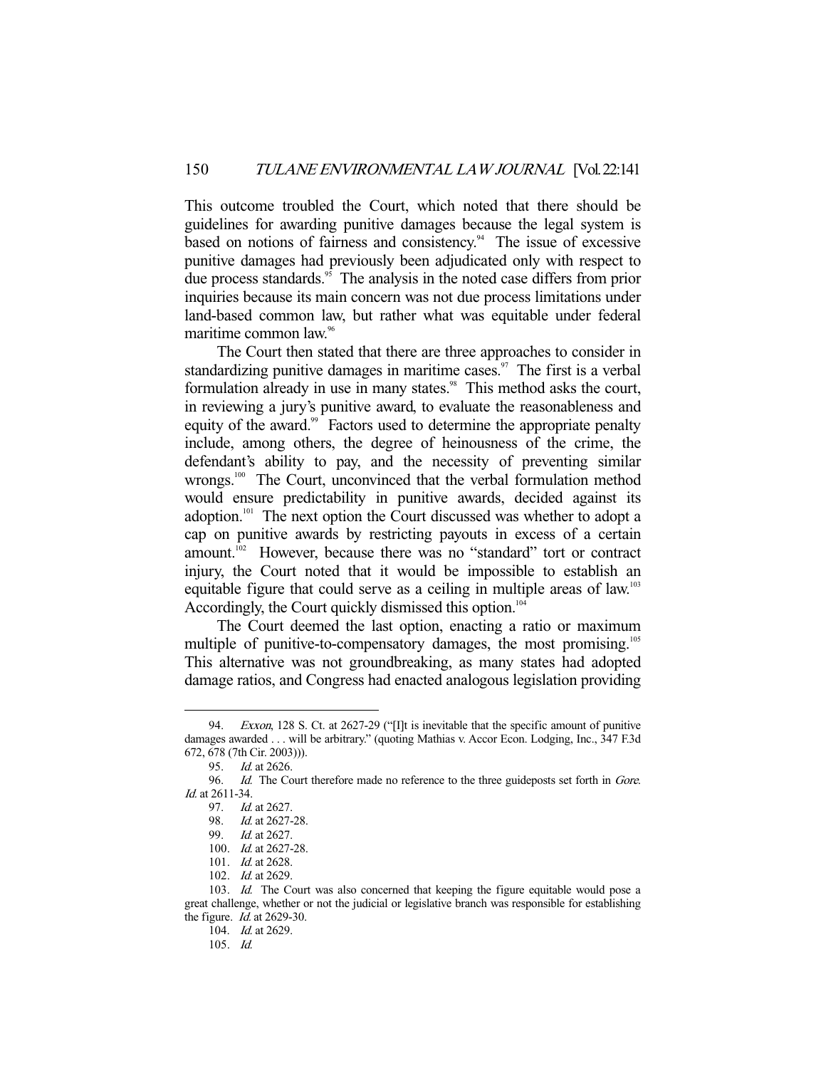This outcome troubled the Court, which noted that there should be guidelines for awarding punitive damages because the legal system is based on notions of fairness and consistency.[94] The issue of excessive punitive damages had previously been adjudicated only with respect to due process standards.[95] The analysis in the noted case differs from prior inquiries because its main concern was not due process limitations under land-based common law, but rather what was equitable under federal maritime common law.[96]

The Court then stated that there are three approaches to consider in standardizing punitive damages in maritime cases.[97] The first is a verbal formulation already in use in many states.[98] This method asks the court, in reviewing a jury's punitive award, to evaluate the reasonableness and equity of the award.[99] Factors used to determine the appropriate penalty include, among others, the degree of heinousness of the crime, the defendant's ability to pay, and the necessity of preventing similar wrongs.[100] The Court, unconvinced that the verbal formulation method would ensure predictability in punitive awards, decided against its adoption.[101] The next option the Court discussed was whether to adopt a cap on punitive awards by restricting payouts in excess of a certain amount.[102] However, because there was no "standard" tort or contract injury, the Court noted that it would be impossible to establish an equitable figure that could serve as a ceiling in multiple areas of law.[103] Accordingly, the Court quickly dismissed this option.[104]

The Court deemed the last option, enacting a ratio or maximum multiple of punitive-to-compensatory damages, the most promising.[105] This alternative was not groundbreaking, as many states had adopted damage ratios, and Congress had enacted analogous legislation providing

---

94. *Exxon*, 128 S. Ct. at 2627-29 ("[I]t is inevitable that the specific amount of punitive damages awarded . . . will be arbitrary." (quoting Mathias v. Accor Econ. Lodging, Inc., 347 F.3d 672, 678 (7th Cir. 2003))).

95. *Id.* at 2626.

96. *Id.* The Court therefore made no reference to the three guideposts set forth in *Gore*. *Id.* at 2611-34.

97. *Id.* at 2627.

98. *Id.* at 2627-28.

99. *Id.* at 2627.

100. *Id.* at 2627-28.

101. *Id.* at 2628.

102. *Id.* at 2629.

103. *Id.* The Court was also concerned that keeping the figure equitable would pose a great challenge, whether or not the judicial or legislative branch was responsible for establishing the figure. *Id.* at 2629-30.

104. *Id.* at 2629.

105. *Id.*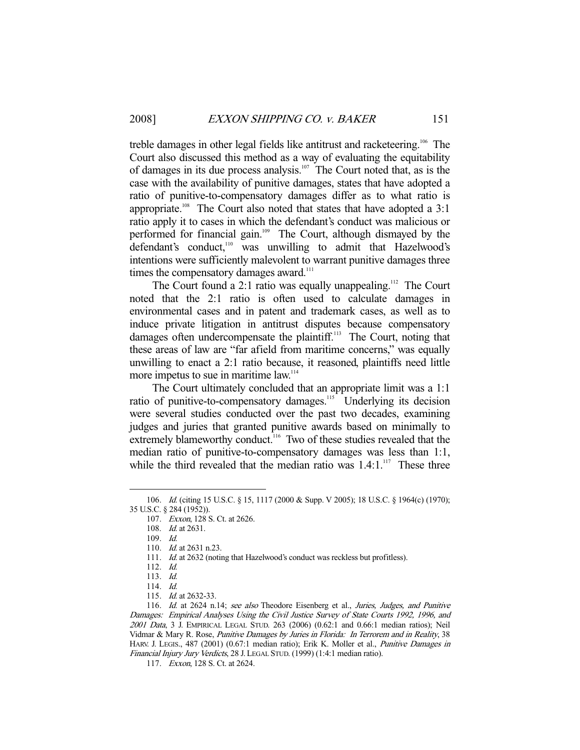treble damages in other legal fields like antitrust and racketeering.[106] The Court also discussed this method as a way of evaluating the equitability of damages in its due process analysis.[107] The Court noted that, as is the case with the availability of punitive damages, states that have adopted a ratio of punitive-to-compensatory damages differ as to what ratio is appropriate.[108] The Court also noted that states that have adopted a 3:1 ratio apply it to cases in which the defendant's conduct was malicious or performed for financial gain.[109] The Court, although dismayed by the defendant's conduct,[110] was unwilling to admit that Hazelwood's intentions were sufficiently malevolent to warrant punitive damages three times the compensatory damages award.[111]

The Court found a 2:1 ratio was equally unappealing.[112] The Court noted that the 2:1 ratio is often used to calculate damages in environmental cases and in patent and trademark cases, as well as to induce private litigation in antitrust disputes because compensatory damages often undercompensate the plaintiff.[113] The Court, noting that these areas of law are "far afield from maritime concerns," was equally unwilling to enact a 2:1 ratio because, it reasoned, plaintiffs need little more impetus to sue in maritime law.[114]

The Court ultimately concluded that an appropriate limit was a 1:1 ratio of punitive-to-compensatory damages.[115] Underlying its decision were several studies conducted over the past two decades, examining judges and juries that granted punitive awards based on minimally to extremely blameworthy conduct.[116] Two of these studies revealed that the median ratio of punitive-to-compensatory damages was less than 1:1, while the third revealed that the median ratio was 1.4:1.[117] These three

---

106. *Id.* (citing 15 U.S.C. § 15, 1117 (2000 & Supp. V 2005); 18 U.S.C. § 1964(c) (1970); 35 U.S.C. § 284 (1952)).

107. *Exxon*, 128 S. Ct. at 2626.

108. *Id.* at 2631.

109. *Id.*

110. *Id.* at 2631 n.23.

111. *Id.* at 2632 (noting that Hazelwood's conduct was reckless but profitless).

112. *Id.*

113. *Id.*

114. *Id.*

115. *Id.* at 2632-33.

116. *Id.* at 2624 n.14; *see also* Theodore Eisenberg et al., *Juries, Judges, and Punitive Damages: Empirical Analyses Using the Civil Justice Survey of State Courts 1992, 1996, and 2001 Data*, 3 J. EMPIRICAL LEGAL STUD. 263 (2006) (0.62:1 and 0.66:1 median ratios); Neil Vidmar & Mary R. Rose, *Punitive Damages by Juries in Florida: In Terrorem and in Reality*, 38 HARV. J. LEGIS., 487 (2001) (0.67:1 median ratio); Erik K. Moller et al., *Punitive Damages in Financial Injury Jury Verdicts*, 28 J. LEGAL STUD. (1999) (1:4:1 median ratio).

117. *Exxon*, 128 S. Ct. at 2624.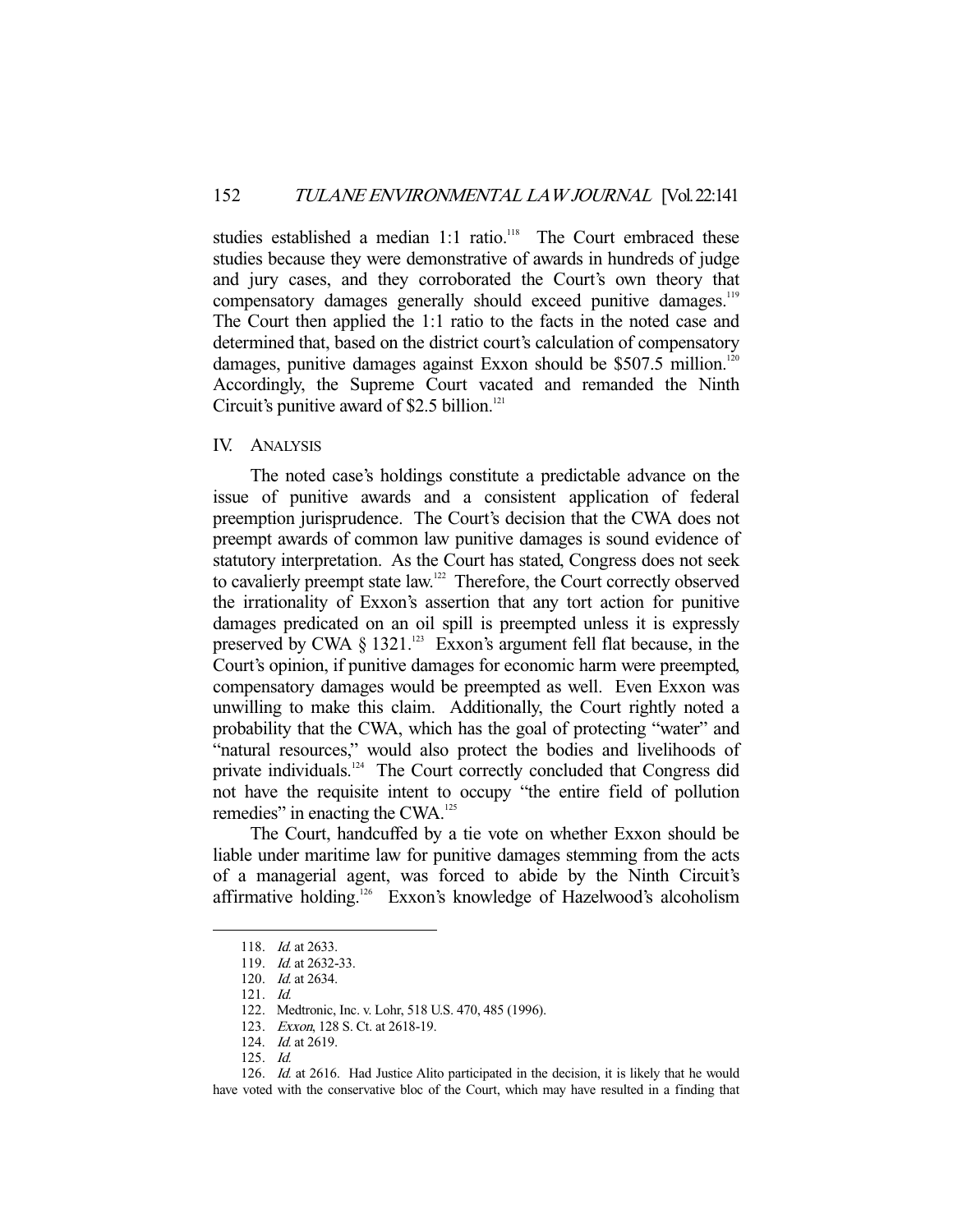studies established a median 1:1 ratio.[118] The Court embraced these studies because they were demonstrative of awards in hundreds of judge and jury cases, and they corroborated the Court's own theory that compensatory damages generally should exceed punitive damages.[119] The Court then applied the 1:1 ratio to the facts in the noted case and determined that, based on the district court's calculation of compensatory damages, punitive damages against Exxon should be $507.5 million.[120] Accordingly, the Supreme Court vacated and remanded the Ninth Circuit's punitive award of $2.5 billion.[121]

## IV. ANALYSIS

The noted case's holdings constitute a predictable advance on the issue of punitive awards and a consistent application of federal preemption jurisprudence. The Court's decision that the CWA does not preempt awards of common law punitive damages is sound evidence of statutory interpretation. As the Court has stated, Congress does not seek to cavalierly preempt state law.[122] Therefore, the Court correctly observed the irrationality of Exxon's assertion that any tort action for punitive damages predicated on an oil spill is preempted unless it is expressly preserved by CWA § 1321.[123] Exxon's argument fell flat because, in the Court's opinion, if punitive damages for economic harm were preempted, compensatory damages would be preempted as well. Even Exxon was unwilling to make this claim. Additionally, the Court rightly noted a probability that the CWA, which has the goal of protecting "water" and "natural resources," would also protect the bodies and livelihoods of private individuals.[124] The Court correctly concluded that Congress did not have the requisite intent to occupy "the entire field of pollution remedies" in enacting the CWA.[125]

The Court, handcuffed by a tie vote on whether Exxon should be liable under maritime law for punitive damages stemming from the acts of a managerial agent, was forced to abide by the Ninth Circuit's affirmative holding.[126] Exxon's knowledge of Hazelwood's alcoholism

---

118. *Id.* at 2633.

119. *Id.* at 2632-33.

120. *Id.* at 2634.

121. *Id.*

122. Medtronic, Inc. v. Lohr, 518 U.S. 470, 485 (1996).

123. *Exxon*, 128 S. Ct. at 2618-19.

124. *Id.* at 2619.

125. *Id.*

126. *Id.* at 2616. Had Justice Alito participated in the decision, it is likely that he would have voted with the conservative bloc of the Court, which may have resulted in a finding that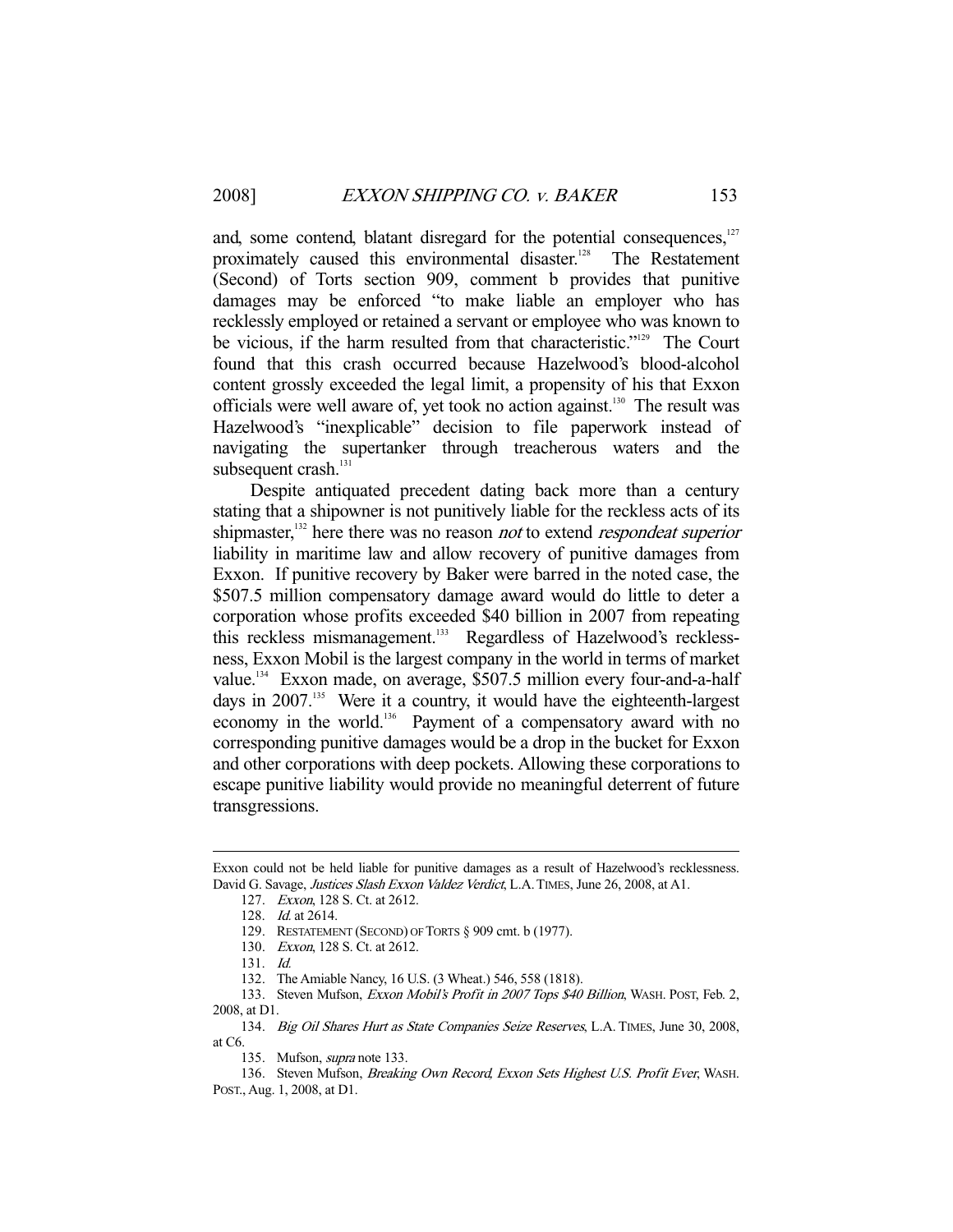and, some contend, blatant disregard for the potential consequences,[127] proximately caused this environmental disaster.[128] The Restatement (Second) of Torts section 909, comment b provides that punitive damages may be enforced "to make liable an employer who has recklessly employed or retained a servant or employee who was known to be vicious, if the harm resulted from that characteristic."[129] The Court found that this crash occurred because Hazelwood's blood-alcohol content grossly exceeded the legal limit, a propensity of his that Exxon officials were well aware of, yet took no action against.[130] The result was Hazelwood's "inexplicable" decision to file paperwork instead of navigating the supertanker through treacherous waters and the subsequent crash.[131]

Despite antiquated precedent dating back more than a century stating that a shipowner is not punitively liable for the reckless acts of its shipmaster,[132] here there was no reason *not* to extend *respondeat superior* liability in maritime law and allow recovery of punitive damages from Exxon. If punitive recovery by Baker were barred in the noted case, the \$507.5 million compensatory damage award would do little to deter a corporation whose profits exceeded \$40 billion in 2007 from repeating this reckless mismanagement.[133] Regardless of Hazelwood's recklessness, Exxon Mobil is the largest company in the world in terms of market value.[134] Exxon made, on average, \$507.5 million every four-and-a-half days in 2007.[135] Were it a country, it would have the eighteenth-largest economy in the world.[136] Payment of a compensatory award with no corresponding punitive damages would be a drop in the bucket for Exxon and other corporations with deep pockets. Allowing these corporations to escape punitive liability would provide no meaningful deterrent of future transgressions.

---

Exxon could not be held liable for punitive damages as a result of Hazelwood's recklessness. David G. Savage, *Justices Slash Exxon Valdez Verdict*, L.A. TIMES, June 26, 2008, at A1.

127. *Exxon*, 128 S. Ct. at 2612.

128. *Id.* at 2614.

129. RESTATEMENT (SECOND) OF TORTS § 909 cmt. b (1977).

130. *Exxon*, 128 S. Ct. at 2612.

131. *Id.*

132. The Amiable Nancy, 16 U.S. (3 Wheat.) 546, 558 (1818).

133. Steven Mufson, *Exxon Mobil's Profit in 2007 Tops \$40 Billion*, WASH. POST, Feb. 2, 2008, at D1.

134. *Big Oil Shares Hurt as State Companies Seize Reserves*, L.A. TIMES, June 30, 2008, at C6.

135. Mufson, *supra* note 133.

136. Steven Mufson, *Breaking Own Record, Exxon Sets Highest U.S. Profit Ever*, WASH. POST., Aug. 1, 2008, at D1.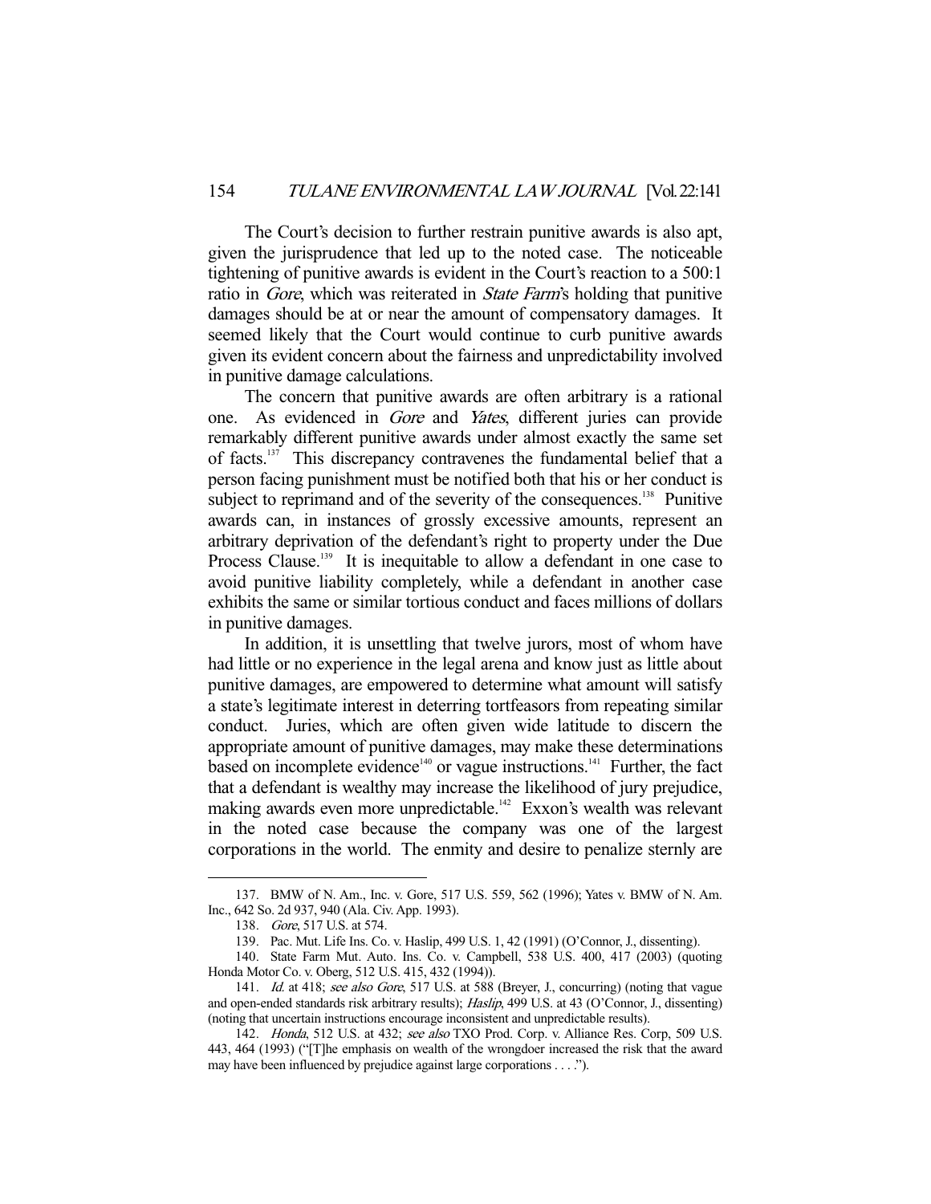The Court's decision to further restrain punitive awards is also apt, given the jurisprudence that led up to the noted case. The noticeable tightening of punitive awards is evident in the Court's reaction to a 500:1 ratio in *Gore*, which was reiterated in *State Farm*'s holding that punitive damages should be at or near the amount of compensatory damages. It seemed likely that the Court would continue to curb punitive awards given its evident concern about the fairness and unpredictability involved in punitive damage calculations.

The concern that punitive awards are often arbitrary is a rational one. As evidenced in *Gore* and *Yates*, different juries can provide remarkably different punitive awards under almost exactly the same set of facts.[137] This discrepancy contravenes the fundamental belief that a person facing punishment must be notified both that his or her conduct is subject to reprimand and of the severity of the consequences.[138] Punitive awards can, in instances of grossly excessive amounts, represent an arbitrary deprivation of the defendant's right to property under the Due Process Clause.[139] It is inequitable to allow a defendant in one case to avoid punitive liability completely, while a defendant in another case exhibits the same or similar tortious conduct and faces millions of dollars in punitive damages.

In addition, it is unsettling that twelve jurors, most of whom have had little or no experience in the legal arena and know just as little about punitive damages, are empowered to determine what amount will satisfy a state's legitimate interest in deterring tortfeasors from repeating similar conduct. Juries, which are often given wide latitude to discern the appropriate amount of punitive damages, may make these determinations based on incomplete evidence[140] or vague instructions.[141] Further, the fact that a defendant is wealthy may increase the likelihood of jury prejudice, making awards even more unpredictable.[142] Exxon's wealth was relevant in the noted case because the company was one of the largest corporations in the world. The enmity and desire to penalize sternly are

---

137. BMW of N. Am., Inc. v. Gore, 517 U.S. 559, 562 (1996); Yates v. BMW of N. Am. Inc., 642 So. 2d 937, 940 (Ala. Civ. App. 1993).

138. *Gore*, 517 U.S. at 574.

139. Pac. Mut. Life Ins. Co. v. Haslip, 499 U.S. 1, 42 (1991) (O'Connor, J., dissenting).

140. State Farm Mut. Auto. Ins. Co. v. Campbell, 538 U.S. 400, 417 (2003) (quoting Honda Motor Co. v. Oberg, 512 U.S. 415, 432 (1994)).

141. *Id.* at 418; *see also Gore*, 517 U.S. at 588 (Breyer, J., concurring) (noting that vague and open-ended standards risk arbitrary results); *Haslip*, 499 U.S. at 43 (O'Connor, J., dissenting) (noting that uncertain instructions encourage inconsistent and unpredictable results).

142. *Honda*, 512 U.S. at 432; *see also* TXO Prod. Corp. v. Alliance Res. Corp, 509 U.S. 443, 464 (1993) ("[T]he emphasis on wealth of the wrongdoer increased the risk that the award may have been influenced by prejudice against large corporations . . . .").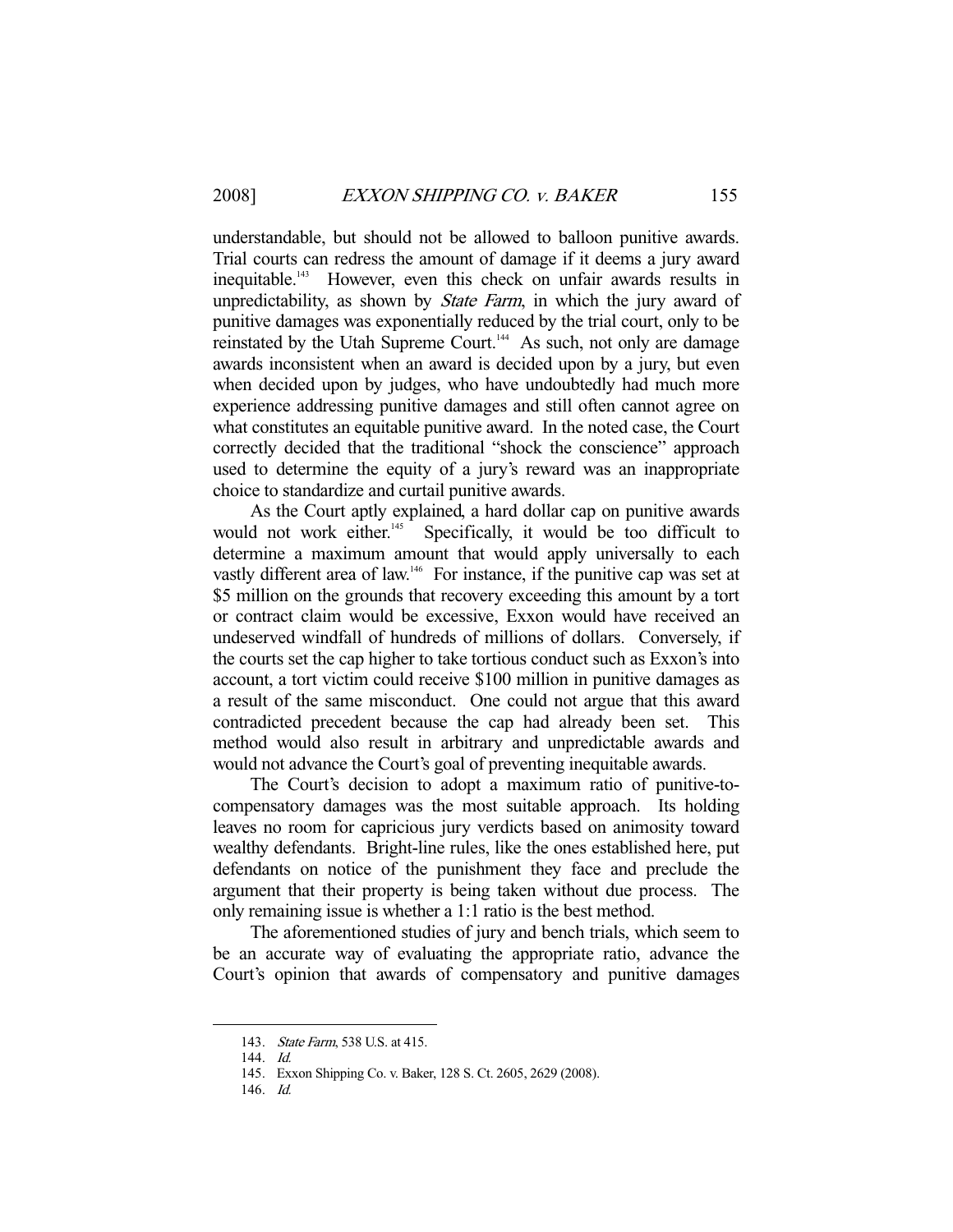understandable, but should not be allowed to balloon punitive awards. Trial courts can redress the amount of damage if it deems a jury award inequitable.[143] However, even this check on unfair awards results in unpredictability, as shown by *State Farm*, in which the jury award of punitive damages was exponentially reduced by the trial court, only to be reinstated by the Utah Supreme Court.[144] As such, not only are damage awards inconsistent when an award is decided upon by a jury, but even when decided upon by judges, who have undoubtedly had much more experience addressing punitive damages and still often cannot agree on what constitutes an equitable punitive award. In the noted case, the Court correctly decided that the traditional "shock the conscience" approach used to determine the equity of a jury's reward was an inappropriate choice to standardize and curtail punitive awards.

As the Court aptly explained, a hard dollar cap on punitive awards would not work either.[145] Specifically, it would be too difficult to determine a maximum amount that would apply universally to each vastly different area of law.[146] For instance, if the punitive cap was set at \$5 million on the grounds that recovery exceeding this amount by a tort or contract claim would be excessive, Exxon would have received an undeserved windfall of hundreds of millions of dollars. Conversely, if the courts set the cap higher to take tortious conduct such as Exxon's into account, a tort victim could receive \$100 million in punitive damages as a result of the same misconduct. One could not argue that this award contradicted precedent because the cap had already been set. This method would also result in arbitrary and unpredictable awards and would not advance the Court's goal of preventing inequitable awards.

The Court's decision to adopt a maximum ratio of punitive-to-compensatory damages was the most suitable approach. Its holding leaves no room for capricious jury verdicts based on animosity toward wealthy defendants. Bright-line rules, like the ones established here, put defendants on notice of the punishment they face and preclude the argument that their property is being taken without due process. The only remaining issue is whether a 1:1 ratio is the best method.

The aforementioned studies of jury and bench trials, which seem to be an accurate way of evaluating the appropriate ratio, advance the Court's opinion that awards of compensatory and punitive damages

---

143. *State Farm*, 538 U.S. at 415.

144. *Id.*

145. Exxon Shipping Co. v. Baker, 128 S. Ct. 2605, 2629 (2008).

146. *Id.*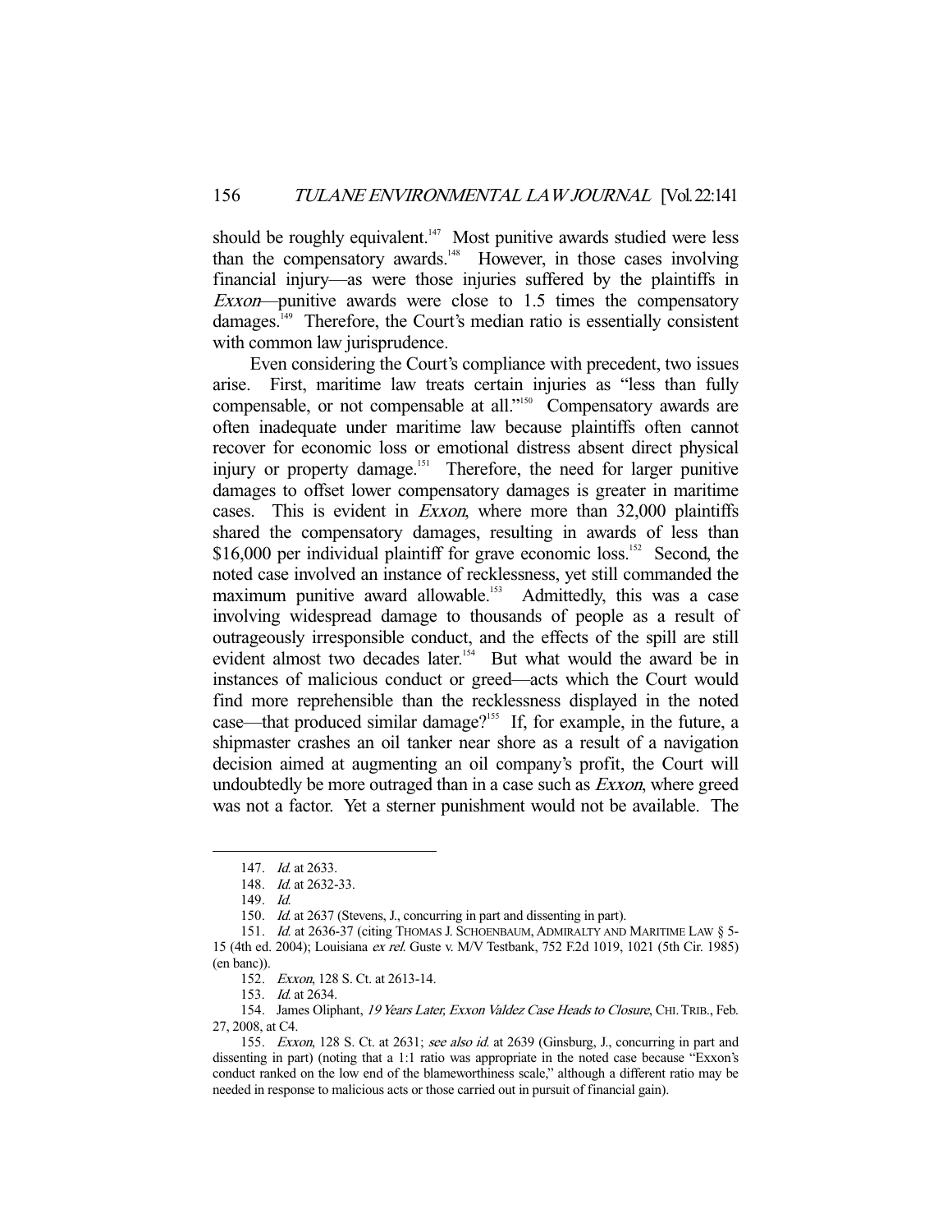should be roughly equivalent.[147] Most punitive awards studied were less than the compensatory awards.[148] However, in those cases involving financial injury—as were those injuries suffered by the plaintiffs in *Exxon*—punitive awards were close to 1.5 times the compensatory damages.[149] Therefore, the Court's median ratio is essentially consistent with common law jurisprudence.

Even considering the Court's compliance with precedent, two issues arise. First, maritime law treats certain injuries as "less than fully compensable, or not compensable at all."[150] Compensatory awards are often inadequate under maritime law because plaintiffs often cannot recover for economic loss or emotional distress absent direct physical injury or property damage.[151] Therefore, the need for larger punitive damages to offset lower compensatory damages is greater in maritime cases. This is evident in *Exxon*, where more than 32,000 plaintiffs shared the compensatory damages, resulting in awards of less than \$16,000 per individual plaintiff for grave economic loss.[152] Second, the noted case involved an instance of recklessness, yet still commanded the maximum punitive award allowable.[153] Admittedly, this was a case involving widespread damage to thousands of people as a result of outrageously irresponsible conduct, and the effects of the spill are still evident almost two decades later.[154] But what would the award be in instances of malicious conduct or greed—acts which the Court would find more reprehensible than the recklessness displayed in the noted case—that produced similar damage?[155] If, for example, in the future, a shipmaster crashes an oil tanker near shore as a result of a navigation decision aimed at augmenting an oil company's profit, the Court will undoubtedly be more outraged than in a case such as *Exxon*, where greed was not a factor. Yet a sterner punishment would not be available. The

---

147. *Id.* at 2633.

148. *Id.* at 2632-33.

149. *Id.*

150. *Id.* at 2637 (Stevens, J., concurring in part and dissenting in part).

151. *Id.* at 2636-37 (citing THOMAS J. SCHOENBAUM, ADMIRALTY AND MARITIME LAW § 5-15 (4th ed. 2004); Louisiana *ex rel.* Guste v. M/V Testbank, 752 F.2d 1019, 1021 (5th Cir. 1985) (en banc)).

152. *Exxon*, 128 S. Ct. at 2613-14.

153. *Id.* at 2634.

154. James Oliphant, *19 Years Later, Exxon Valdez Case Heads to Closure*, CHI. TRIB., Feb. 27, 2008, at C4.

155. *Exxon*, 128 S. Ct. at 2631; *see also id.* at 2639 (Ginsburg, J., concurring in part and dissenting in part) (noting that a 1:1 ratio was appropriate in the noted case because "Exxon's conduct ranked on the low end of the blameworthiness scale," although a different ratio may be needed in response to malicious acts or those carried out in pursuit of financial gain).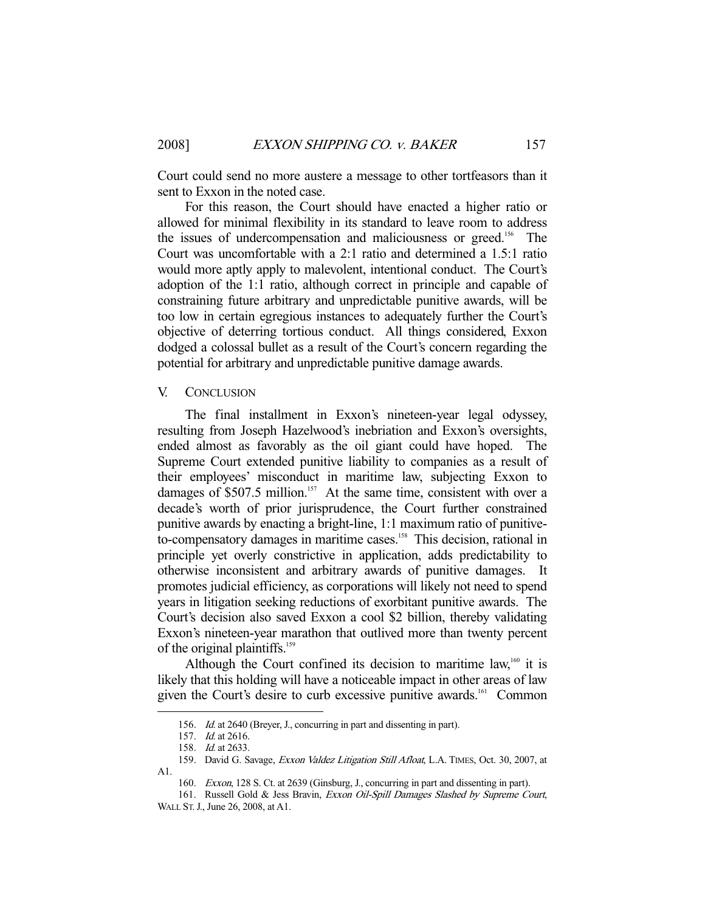Court could send no more austere a message to other tortfeasors than it sent to Exxon in the noted case.

For this reason, the Court should have enacted a higher ratio or allowed for minimal flexibility in its standard to leave room to address the issues of undercompensation and maliciousness or greed.[156] The Court was uncomfortable with a 2:1 ratio and determined a 1.5:1 ratio would more aptly apply to malevolent, intentional conduct. The Court's adoption of the 1:1 ratio, although correct in principle and capable of constraining future arbitrary and unpredictable punitive awards, will be too low in certain egregious instances to adequately further the Court's objective of deterring tortious conduct. All things considered, Exxon dodged a colossal bullet as a result of the Court's concern regarding the potential for arbitrary and unpredictable punitive damage awards.

## V. CONCLUSION

The final installment in Exxon's nineteen-year legal odyssey, resulting from Joseph Hazelwood's inebriation and Exxon's oversights, ended almost as favorably as the oil giant could have hoped. The Supreme Court extended punitive liability to companies as a result of their employees' misconduct in maritime law, subjecting Exxon to damages of $507.5 million.[157] At the same time, consistent with over a decade's worth of prior jurisprudence, the Court further constrained punitive awards by enacting a bright-line, 1:1 maximum ratio of punitive-to-compensatory damages in maritime cases.[158] This decision, rational in principle yet overly constrictive in application, adds predictability to otherwise inconsistent and arbitrary awards of punitive damages. It promotes judicial efficiency, as corporations will likely not need to spend years in litigation seeking reductions of exorbitant punitive awards. The Court's decision also saved Exxon a cool $2 billion, thereby validating Exxon's nineteen-year marathon that outlived more than twenty percent of the original plaintiffs.[159]

Although the Court confined its decision to maritime law,[160] it is likely that this holding will have a noticeable impact in other areas of law given the Court's desire to curb excessive punitive awards.[161] Common

---

156. *Id.* at 2640 (Breyer, J., concurring in part and dissenting in part).

157. *Id.* at 2616.

158. *Id.* at 2633.

159. David G. Savage, *Exxon Valdez Litigation Still Afloat*, L.A. TIMES, Oct. 30, 2007, at A1.

160. *Exxon*, 128 S. Ct. at 2639 (Ginsburg, J., concurring in part and dissenting in part).

161. Russell Gold & Jess Bravin, *Exxon Oil-Spill Damages Slashed by Supreme Court*, WALL ST. J., June 26, 2008, at A1.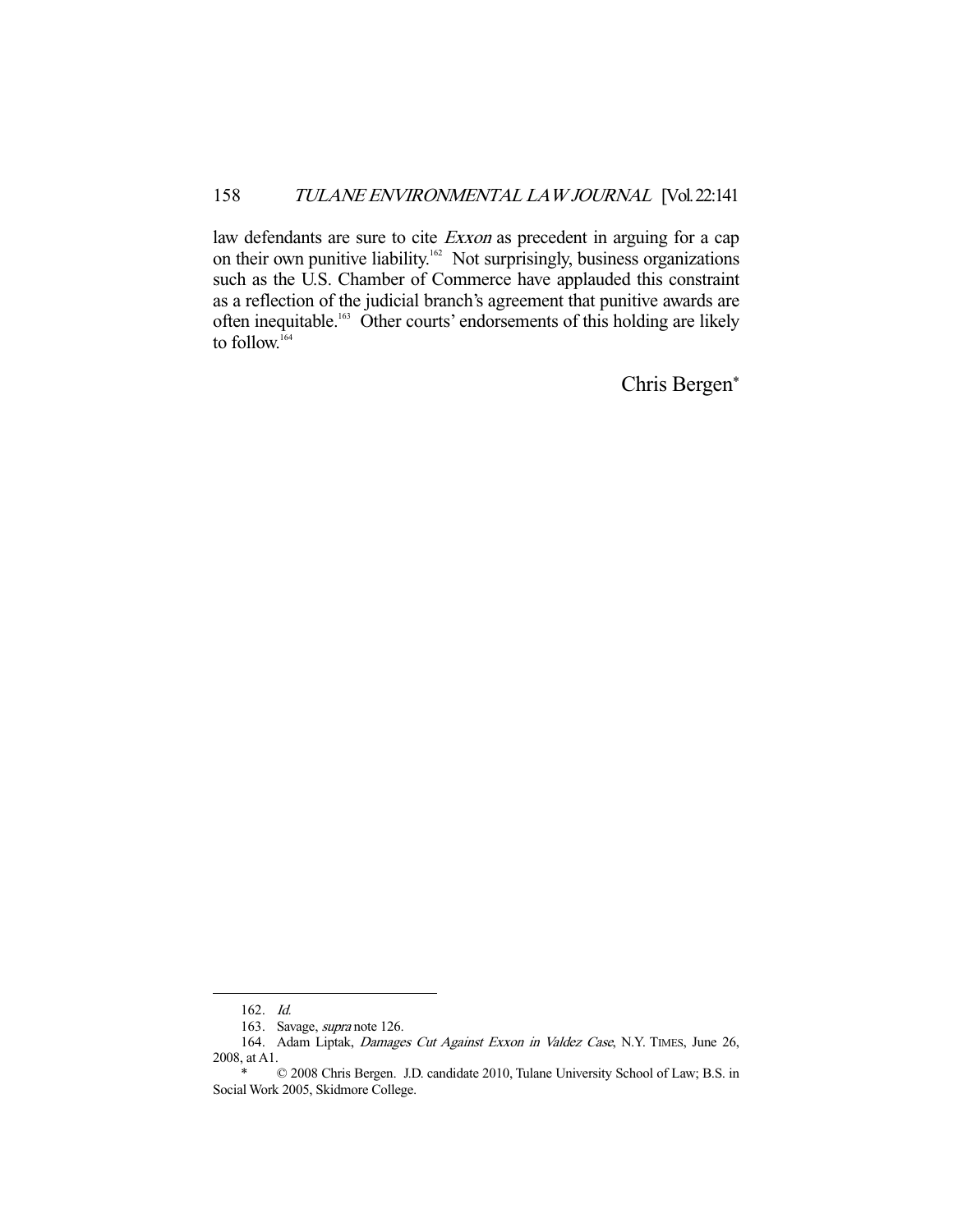law defendants are sure to cite *Exxon* as precedent in arguing for a cap on their own punitive liability.[162] Not surprisingly, business organizations such as the U.S. Chamber of Commerce have applauded this constraint as a reflection of the judicial branch's agreement that punitive awards are often inequitable.[163] Other courts' endorsements of this holding are likely to follow.[164]

Chris Bergen*

---

162. *Id.*

163. Savage, *supra* note 126.

164. Adam Liptak, *Damages Cut Against Exxon in Valdez Case*, N.Y. TIMES, June 26, 2008, at A1.

\* © 2008 Chris Bergen. J.D. candidate 2010, Tulane University School of Law; B.S. in Social Work 2005, Skidmore College.